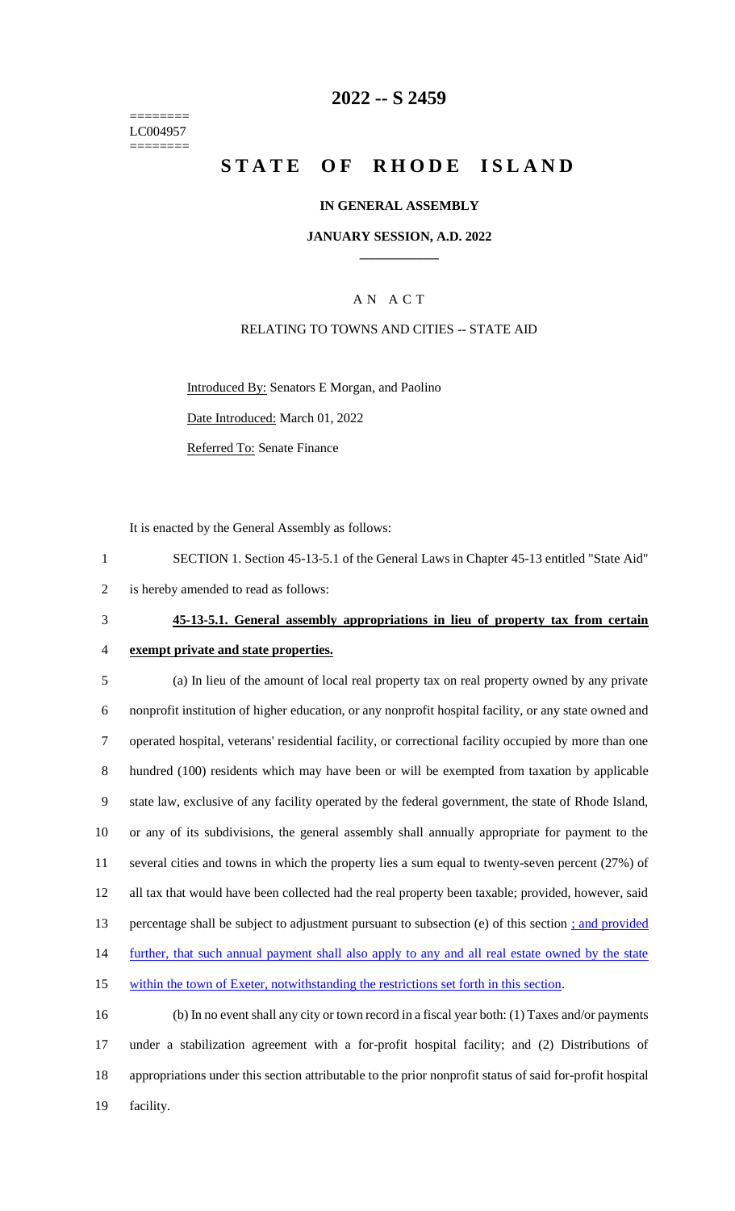========
LC004957
========

# 2022 -- S 2459

# STATE OF RHODE ISLAND

## IN GENERAL ASSEMBLY

### JANUARY SESSION, A.D. 2022

---

## AN ACT

### RELATING TO TOWNS AND CITIES -- STATE AID

Introduced By: Senators E Morgan, and Paolino

Date Introduced: March 01, 2022

Referred To: Senate Finance

It is enacted by the General Assembly as follows:

SECTION 1. Section 45-13-5.1 of the General Laws in Chapter 45-13 entitled "State Aid" is hereby amended to read as follows:

**45-13-5.1. General assembly appropriations in lieu of property tax from certain exempt private and state properties.**

(a) In lieu of the amount of local real property tax on real property owned by any private nonprofit institution of higher education, or any nonprofit hospital facility, or any state owned and operated hospital, veterans' residential facility, or correctional facility occupied by more than one hundred (100) residents which may have been or will be exempted from taxation by applicable state law, exclusive of any facility operated by the federal government, the state of Rhode Island, or any of its subdivisions, the general assembly shall annually appropriate for payment to the several cities and towns in which the property lies a sum equal to twenty-seven percent (27%) of all tax that would have been collected had the real property been taxable; provided, however, said percentage shall be subject to adjustment pursuant to subsection (e) of this section ; and provided further, that such annual payment shall also apply to any and all real estate owned by the state within the town of Exeter, notwithstanding the restrictions set forth in this section.

(b) In no event shall any city or town record in a fiscal year both: (1) Taxes and/or payments under a stabilization agreement with a for-profit hospital facility; and (2) Distributions of appropriations under this section attributable to the prior nonprofit status of said for-profit hospital facility.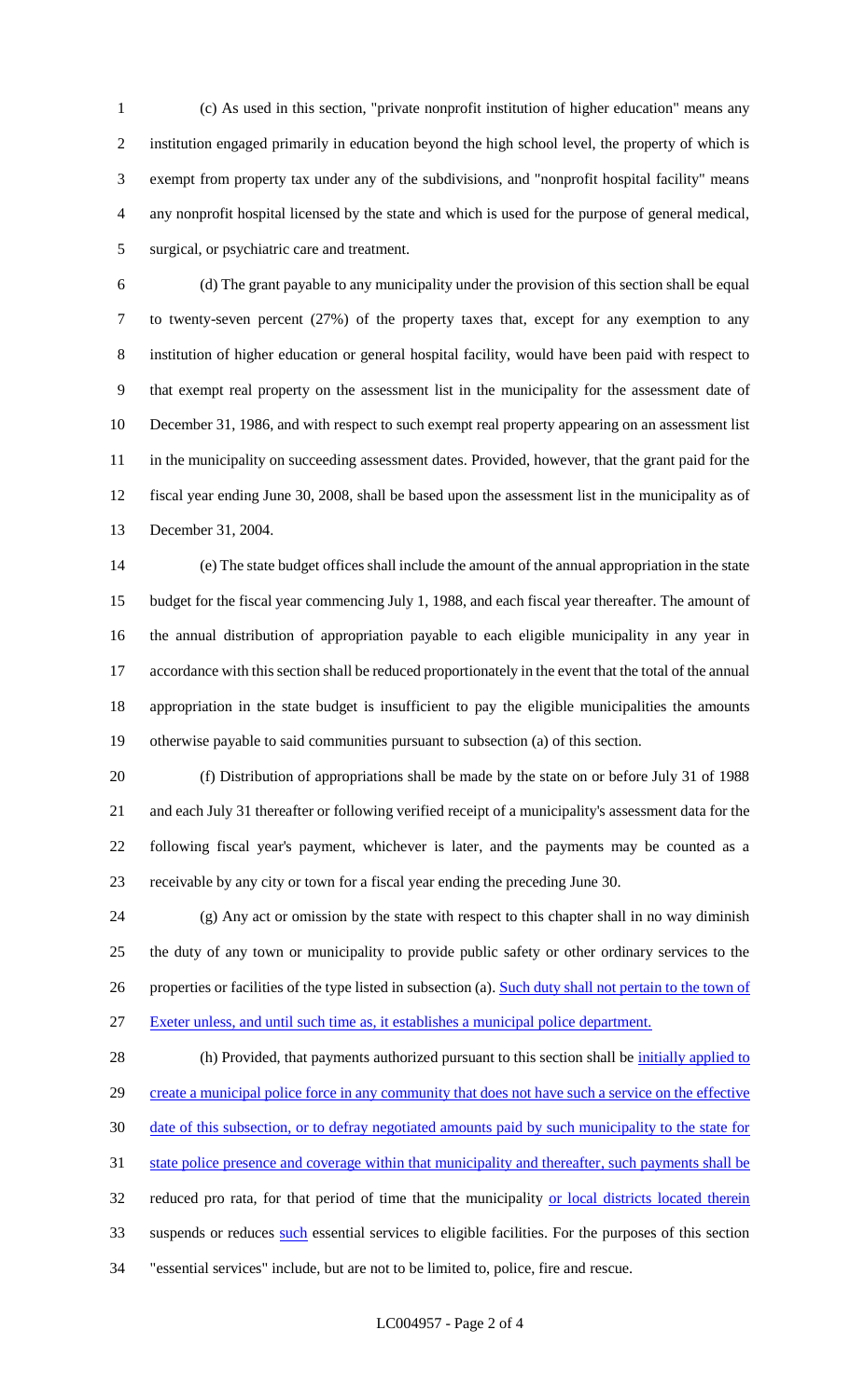(c) As used in this section, "private nonprofit institution of higher education" means any institution engaged primarily in education beyond the high school level, the property of which is exempt from property tax under any of the subdivisions, and "nonprofit hospital facility" means any nonprofit hospital licensed by the state and which is used for the purpose of general medical, surgical, or psychiatric care and treatment.

(d) The grant payable to any municipality under the provision of this section shall be equal to twenty-seven percent (27%) of the property taxes that, except for any exemption to any institution of higher education or general hospital facility, would have been paid with respect to that exempt real property on the assessment list in the municipality for the assessment date of December 31, 1986, and with respect to such exempt real property appearing on an assessment list in the municipality on succeeding assessment dates. Provided, however, that the grant paid for the fiscal year ending June 30, 2008, shall be based upon the assessment list in the municipality as of December 31, 2004.

(e) The state budget offices shall include the amount of the annual appropriation in the state budget for the fiscal year commencing July 1, 1988, and each fiscal year thereafter. The amount of the annual distribution of appropriation payable to each eligible municipality in any year in accordance with this section shall be reduced proportionately in the event that the total of the annual appropriation in the state budget is insufficient to pay the eligible municipalities the amounts otherwise payable to said communities pursuant to subsection (a) of this section.

(f) Distribution of appropriations shall be made by the state on or before July 31 of 1988 and each July 31 thereafter or following verified receipt of a municipality's assessment data for the following fiscal year's payment, whichever is later, and the payments may be counted as a receivable by any city or town for a fiscal year ending the preceding June 30.

(g) Any act or omission by the state with respect to this chapter shall in no way diminish the duty of any town or municipality to provide public safety or other ordinary services to the properties or facilities of the type listed in subsection (a). <u>Such duty shall not pertain to the town of Exeter unless, and until such time as, it establishes a municipal police department.</u>

(h) Provided, that payments authorized pursuant to this section shall be <u>initially applied to create a municipal police force in any community that does not have such a service on the effective date of this subsection, or to defray negotiated amounts paid by such municipality to the state for state police presence and coverage within that municipality and thereafter, such payments shall be</u> reduced pro rata, for that period of time that the municipality <u>or local districts located therein</u> suspends or reduces <u>such</u> essential services to eligible facilities. For the purposes of this section "essential services" include, but are not to be limited to, police, fire and rescue.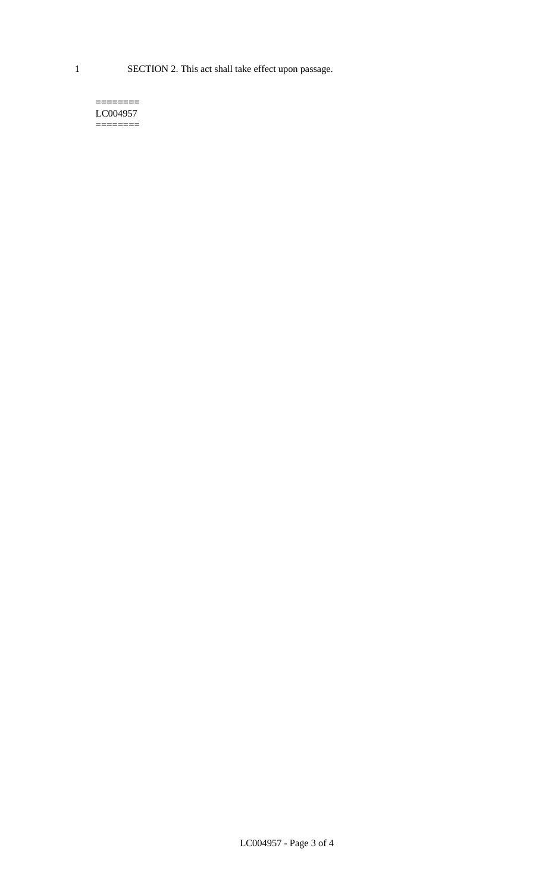1 SECTION 2. This act shall take effect upon passage.

========
LC004957
========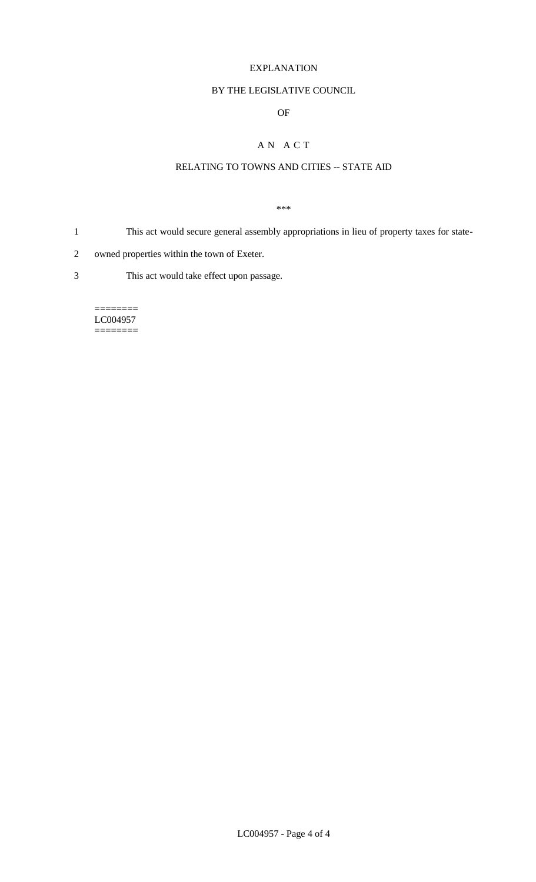EXPLANATION

BY THE LEGISLATIVE COUNCIL

OF

A N A C T

RELATING TO TOWNS AND CITIES -- STATE AID

\*\*\*

1 This act would secure general assembly appropriations in lieu of property taxes for state-

2 owned properties within the town of Exeter.

3 This act would take effect upon passage.

========
LC004957
========